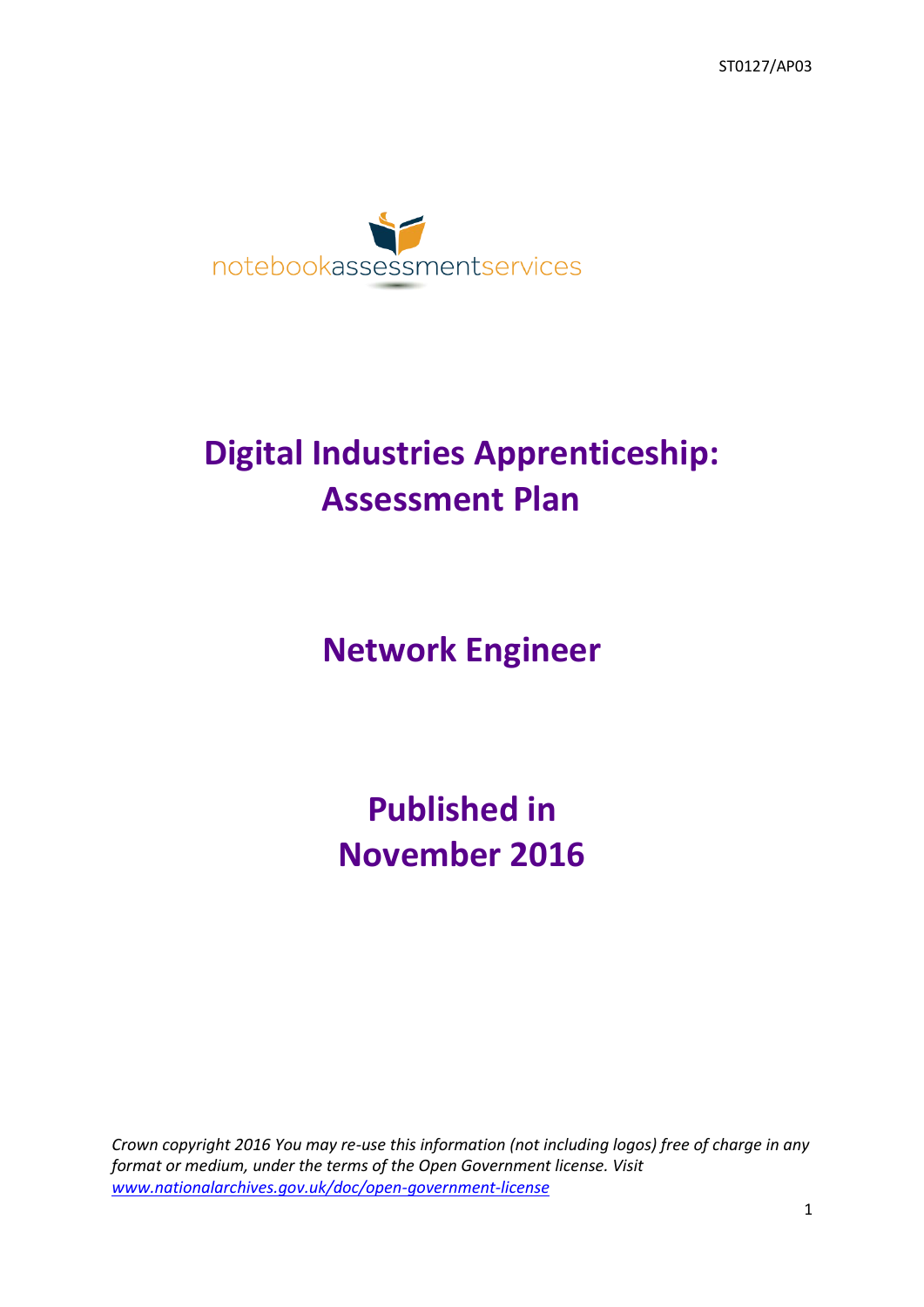ST0127/AP03

notebookassessmentservices

# Digital Industries Apprenticeship: Assessment Plan

# Network Engineer

# Published in November 2016

*Crown copyright 2016 You may re-use this information (not including logos) free of charge in any format or medium, under the terms of the Open Government license. Visit [www.nationalarchives.gov.uk/doc/open-government-license](www.nationalarchives.gov.uk/doc/open-government-license)*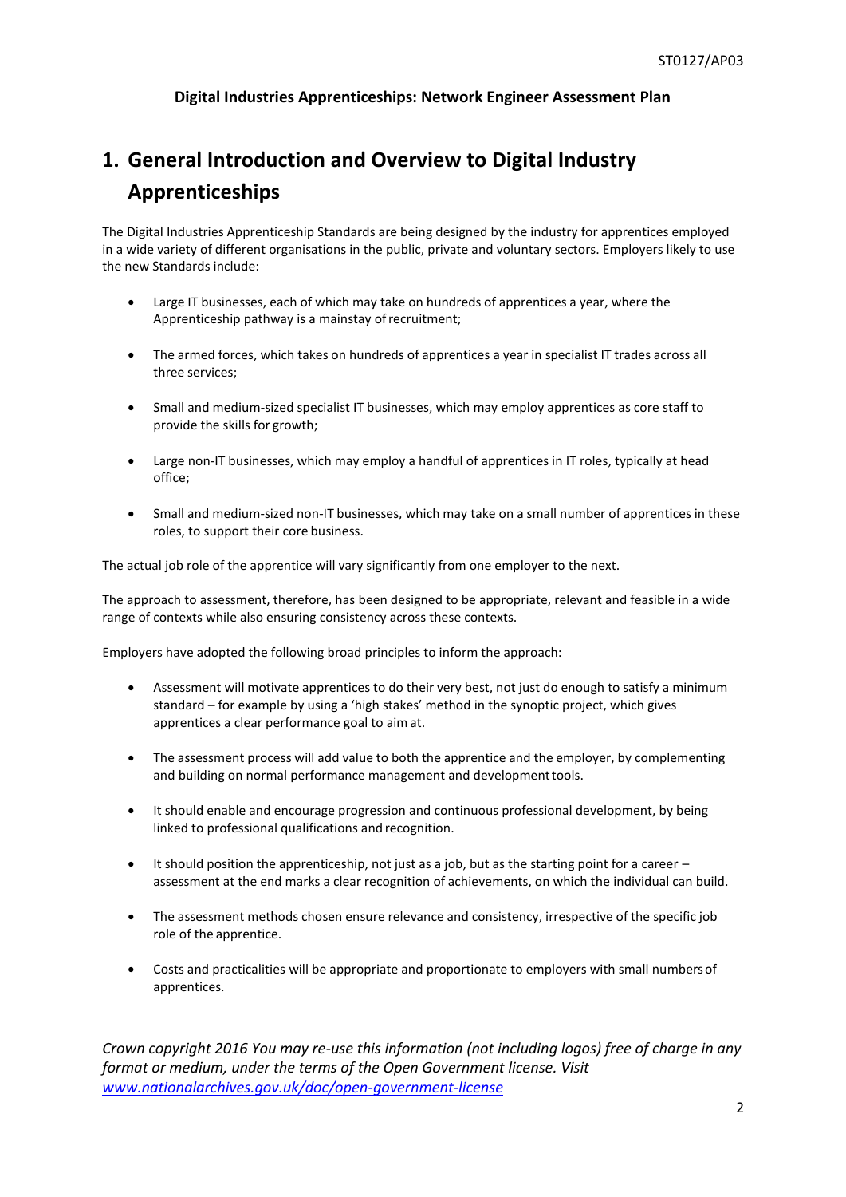**Digital Industries Apprenticeships: Network Engineer Assessment Plan**

# 1. General Introduction and Overview to Digital Industry Apprenticeships

The Digital Industries Apprenticeship Standards are being designed by the industry for apprentices employed in a wide variety of different organisations in the public, private and voluntary sectors. Employers likely to use the new Standards include:

- Large IT businesses, each of which may take on hundreds of apprentices a year, where the Apprenticeship pathway is a mainstay of recruitment;
- The armed forces, which takes on hundreds of apprentices a year in specialist IT trades across all three services;
- Small and medium-sized specialist IT businesses, which may employ apprentices as core staff to provide the skills for growth;
- Large non-IT businesses, which may employ a handful of apprentices in IT roles, typically at head office;
- Small and medium-sized non-IT businesses, which may take on a small number of apprentices in these roles, to support their core business.

The actual job role of the apprentice will vary significantly from one employer to the next.

The approach to assessment, therefore, has been designed to be appropriate, relevant and feasible in a wide range of contexts while also ensuring consistency across these contexts.

Employers have adopted the following broad principles to inform the approach:

- Assessment will motivate apprentices to do their very best, not just do enough to satisfy a minimum standard – for example by using a 'high stakes' method in the synoptic project, which gives apprentices a clear performance goal to aim at.
- The assessment process will add value to both the apprentice and the employer, by complementing and building on normal performance management and development tools.
- It should enable and encourage progression and continuous professional development, by being linked to professional qualifications and recognition.
- It should position the apprenticeship, not just as a job, but as the starting point for a career – assessment at the end marks a clear recognition of achievements, on which the individual can build.
- The assessment methods chosen ensure relevance and consistency, irrespective of the specific job role of the apprentice.
- Costs and practicalities will be appropriate and proportionate to employers with small numbers of apprentices.

*Crown copyright 2016 You may re-use this information (not including logos) free of charge in any format or medium, under the terms of the Open Government license. Visit [www.nationalarchives.gov.uk/doc/open-government-license](www.nationalarchives.gov.uk/doc/open-government-license)*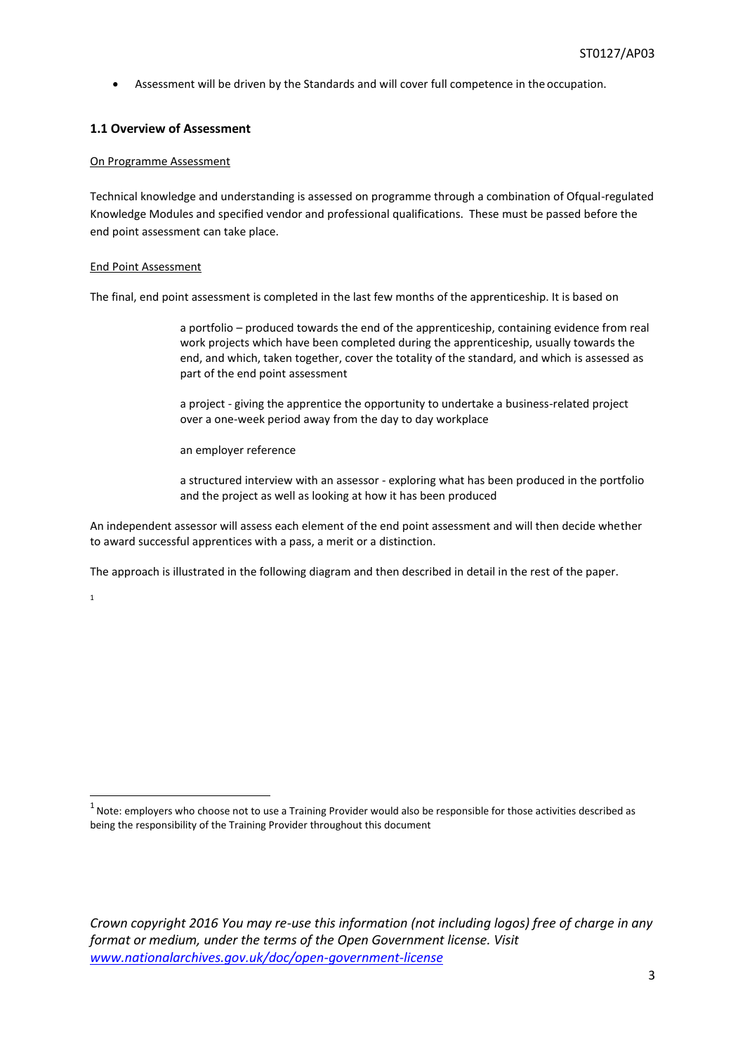- Assessment will be driven by the Standards and will cover full competence in the occupation.

### 1.1 Overview of Assessment

On Programme Assessment

Technical knowledge and understanding is assessed on programme through a combination of Ofqual-regulated Knowledge Modules and specified vendor and professional qualifications. These must be passed before the end point assessment can take place.

End Point Assessment

The final, end point assessment is completed in the last few months of the apprenticeship. It is based on

> a portfolio – produced towards the end of the apprenticeship, containing evidence from real work projects which have been completed during the apprenticeship, usually towards the end, and which, taken together, cover the totality of the standard, and which is assessed as part of the end point assessment
>
> a project - giving the apprentice the opportunity to undertake a business-related project over a one-week period away from the day to day workplace
>
> an employer reference
>
> a structured interview with an assessor - exploring what has been produced in the portfolio and the project as well as looking at how it has been produced

An independent assessor will assess each element of the end point assessment and will then decide whether to award successful apprentices with a pass, a merit or a distinction.

The approach is illustrated in the following diagram and then described in detail in the rest of the paper.

[1]

---

[1] Note: employers who choose not to use a Training Provider would also be responsible for those activities described as being the responsibility of the Training Provider throughout this document

*Crown copyright 2016 You may re-use this information (not including logos) free of charge in any format or medium, under the terms of the Open Government license. Visit [www.nationalarchives.gov.uk/doc/open-government-license](www.nationalarchives.gov.uk/doc/open-government-license)*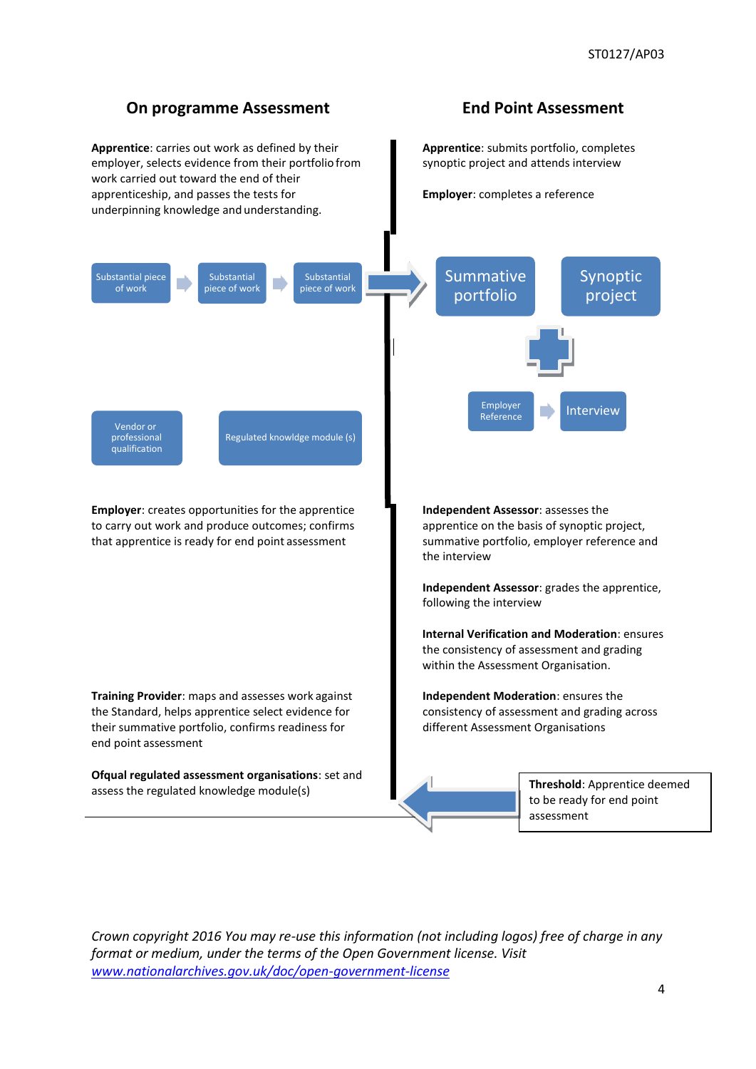## On programme Assessment

**Apprentice**: carries out work as defined by their employer, selects evidence from their portfolio from work carried out toward the end of their apprenticeship, and passes the tests for underpinning knowledge and understanding.

Substantial piece of work → Substantial piece of work → Substantial piece of work

Vendor or professional qualification

Regulated knowldge module (s)

**Employer**: creates opportunities for the apprentice to carry out work and produce outcomes; confirms that apprentice is ready for end point assessment

**Training Provider**: maps and assesses work against the Standard, helps apprentice select evidence for their summative portfolio, confirms readiness for end point assessment

**Ofqual regulated assessment organisations**: set and assess the regulated knowledge module(s)

## End Point Assessment

**Apprentice**: submits portfolio, completes synoptic project and attends interview

**Employer**: completes a reference

Summative portfolio + Synoptic project

Employer Reference → Interview

**Independent Assessor**: assesses the apprentice on the basis of synoptic project, summative portfolio, employer reference and the interview

**Independent Assessor**: grades the apprentice, following the interview

**Internal Verification and Moderation**: ensures the consistency of assessment and grading within the Assessment Organisation.

**Independent Moderation**: ensures the consistency of assessment and grading across different Assessment Organisations

**Threshold**: Apprentice deemed to be ready for end point assessment

*Crown copyright 2016 You may re-use this information (not including logos) free of charge in any format or medium, under the terms of the Open Government license. Visit [www.nationalarchives.gov.uk/doc/open-government-license](www.nationalarchives.gov.uk/doc/open-government-license)*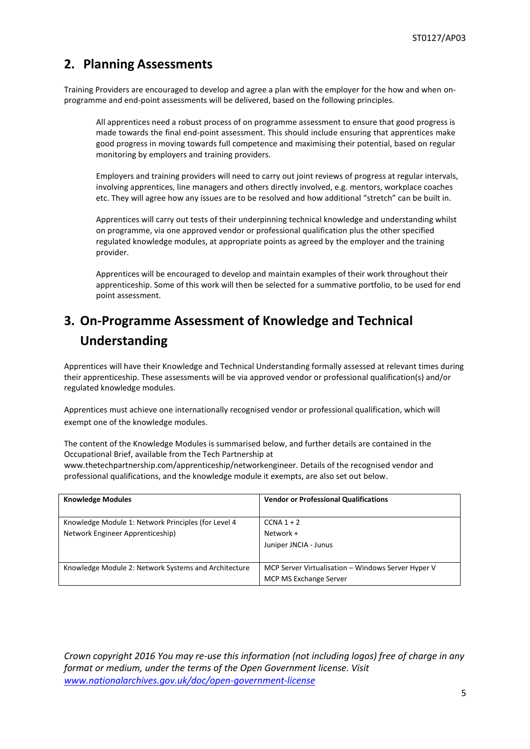## 2. Planning Assessments

Training Providers are encouraged to develop and agree a plan with the employer for the how and when on-programme and end-point assessments will be delivered, based on the following principles.

All apprentices need a robust process of on programme assessment to ensure that good progress is made towards the final end-point assessment. This should include ensuring that apprentices make good progress in moving towards full competence and maximising their potential, based on regular monitoring by employers and training providers.

Employers and training providers will need to carry out joint reviews of progress at regular intervals, involving apprentices, line managers and others directly involved, e.g. mentors, workplace coaches etc. They will agree how any issues are to be resolved and how additional "stretch" can be built in.

Apprentices will carry out tests of their underpinning technical knowledge and understanding whilst on programme, via one approved vendor or professional qualification plus the other specified regulated knowledge modules, at appropriate points as agreed by the employer and the training provider.

Apprentices will be encouraged to develop and maintain examples of their work throughout their apprenticeship. Some of this work will then be selected for a summative portfolio, to be used for end point assessment.

## 3. On-Programme Assessment of Knowledge and Technical Understanding

Apprentices will have their Knowledge and Technical Understanding formally assessed at relevant times during their apprenticeship. These assessments will be via approved vendor or professional qualification(s) and/or regulated knowledge modules.

Apprentices must achieve one internationally recognised vendor or professional qualification, which will exempt one of the knowledge modules.

The content of the Knowledge Modules is summarised below, and further details are contained in the Occupational Brief, available from the Tech Partnership at www.thetechpartnership.com/apprenticeship/networkengineer. Details of the recognised vendor and professional qualifications, and the knowledge module it exempts, are also set out below.

| Knowledge Modules | Vendor or Professional Qualifications |
|---|---|
| Knowledge Module 1: Network Principles (for Level 4 Network Engineer Apprenticeship) | CCNA 1 + 2<br>Network +<br>Juniper JNCIA - Junus |
| Knowledge Module 2: Network Systems and Architecture | MCP Server Virtualisation – Windows Server Hyper V<br>MCP MS Exchange Server |

*Crown copyright 2016 You may re-use this information (not including logos) free of charge in any format or medium, under the terms of the Open Government license. Visit [www.nationalarchives.gov.uk/doc/open-government-license](www.nationalarchives.gov.uk/doc/open-government-license)*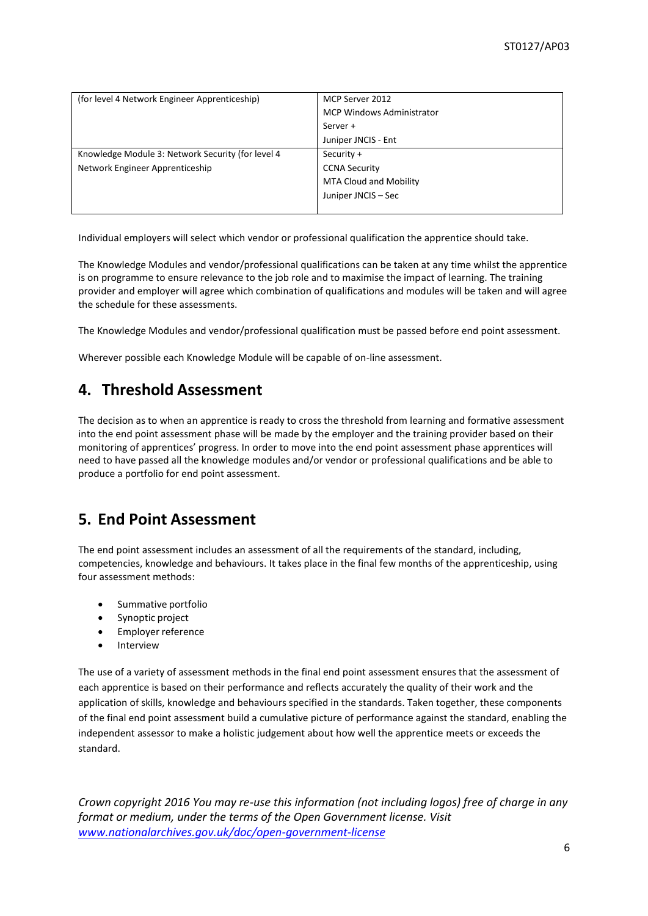| | |
|---|---|
| (for level 4 Network Engineer Apprenticeship) | MCP Server 2012<br>MCP Windows Administrator<br>Server +<br>Juniper JNCIS - Ent |
| Knowledge Module 3: Network Security (for level 4 Network Engineer Apprenticeship | Security +<br>CCNA Security<br>MTA Cloud and Mobility<br>Juniper JNCIS – Sec |

Individual employers will select which vendor or professional qualification the apprentice should take.

The Knowledge Modules and vendor/professional qualifications can be taken at any time whilst the apprentice is on programme to ensure relevance to the job role and to maximise the impact of learning. The training provider and employer will agree which combination of qualifications and modules will be taken and will agree the schedule for these assessments.

The Knowledge Modules and vendor/professional qualification must be passed before end point assessment.

Wherever possible each Knowledge Module will be capable of on-line assessment.

## 4. Threshold Assessment

The decision as to when an apprentice is ready to cross the threshold from learning and formative assessment into the end point assessment phase will be made by the employer and the training provider based on their monitoring of apprentices' progress. In order to move into the end point assessment phase apprentices will need to have passed all the knowledge modules and/or vendor or professional qualifications and be able to produce a portfolio for end point assessment.

## 5. End Point Assessment

The end point assessment includes an assessment of all the requirements of the standard, including, competencies, knowledge and behaviours. It takes place in the final few months of the apprenticeship, using four assessment methods:

- Summative portfolio
- Synoptic project
- Employer reference
- Interview

The use of a variety of assessment methods in the final end point assessment ensures that the assessment of each apprentice is based on their performance and reflects accurately the quality of their work and the application of skills, knowledge and behaviours specified in the standards. Taken together, these components of the final end point assessment build a cumulative picture of performance against the standard, enabling the independent assessor to make a holistic judgement about how well the apprentice meets or exceeds the standard.

*Crown copyright 2016 You may re-use this information (not including logos) free of charge in any format or medium, under the terms of the Open Government license. Visit [www.nationalarchives.gov.uk/doc/open-government-license](www.nationalarchives.gov.uk/doc/open-government-license)*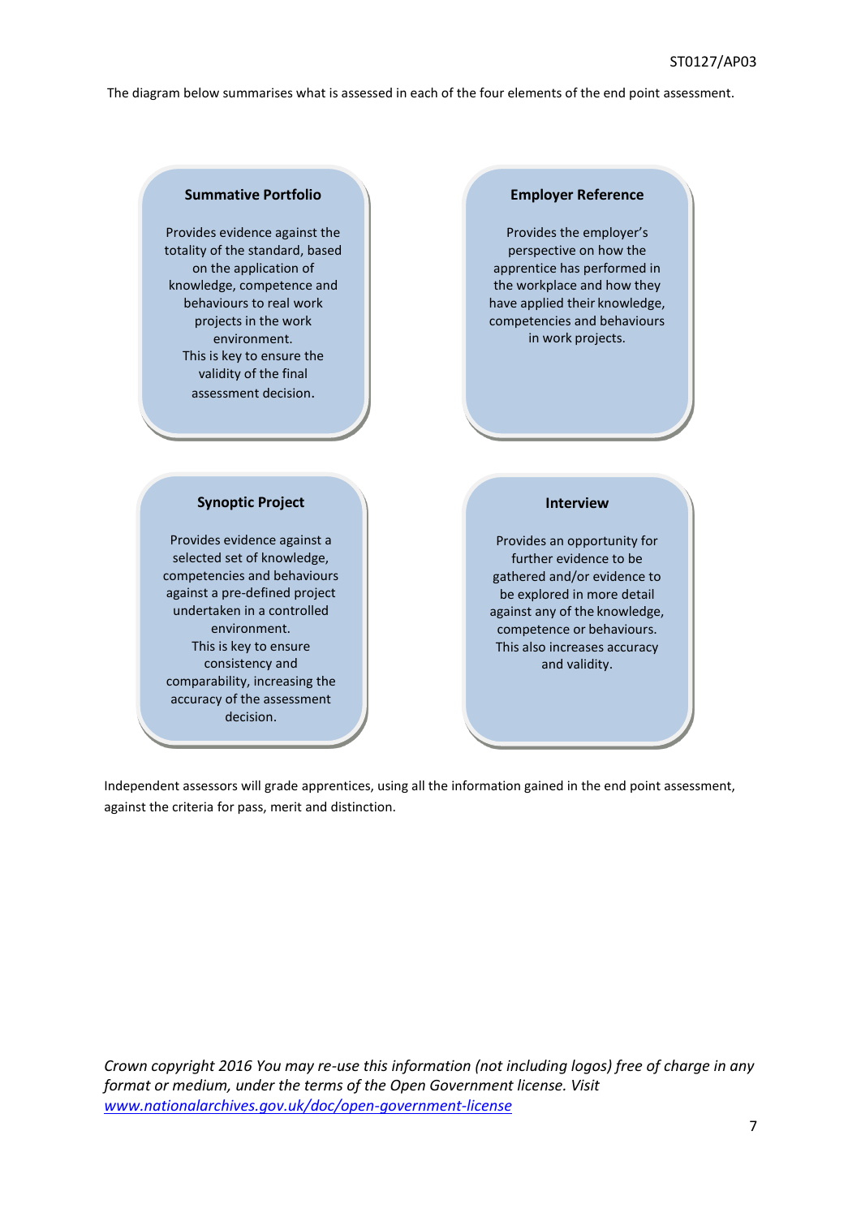The diagram below summarises what is assessed in each of the four elements of the end point assessment.

**Summative Portfolio**

Provides evidence against the totality of the standard, based on the application of knowledge, competence and behaviours to real work projects in the work environment.
This is key to ensure the validity of the final assessment decision.

**Employer Reference**

Provides the employer's perspective on how the apprentice has performed in the workplace and how they have applied their knowledge, competencies and behaviours in work projects.

**Synoptic Project**

Provides evidence against a selected set of knowledge, competencies and behaviours against a pre-defined project undertaken in a controlled environment.
This is key to ensure consistency and comparability, increasing the accuracy of the assessment decision.

**Interview**

Provides an opportunity for further evidence to be gathered and/or evidence to be explored in more detail against any of the knowledge, competence or behaviours.
This also increases accuracy and validity.

Independent assessors will grade apprentices, using all the information gained in the end point assessment, against the criteria for pass, merit and distinction.

*Crown copyright 2016 You may re-use this information (not including logos) free of charge in any format or medium, under the terms of the Open Government license. Visit [www.nationalarchives.gov.uk/doc/open-government-license](www.nationalarchives.gov.uk/doc/open-government-license)*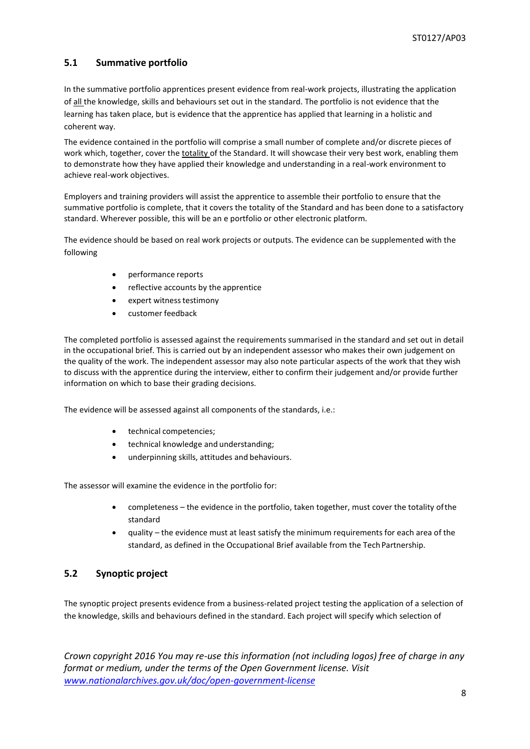## 5.1 Summative portfolio

In the summative portfolio apprentices present evidence from real-work projects, illustrating the application of all the knowledge, skills and behaviours set out in the standard. The portfolio is not evidence that the learning has taken place, but is evidence that the apprentice has applied that learning in a holistic and coherent way.

The evidence contained in the portfolio will comprise a small number of complete and/or discrete pieces of work which, together, cover the totality of the Standard. It will showcase their very best work, enabling them to demonstrate how they have applied their knowledge and understanding in a real-work environment to achieve real-work objectives.

Employers and training providers will assist the apprentice to assemble their portfolio to ensure that the summative portfolio is complete, that it covers the totality of the Standard and has been done to a satisfactory standard. Wherever possible, this will be an e portfolio or other electronic platform.

The evidence should be based on real work projects or outputs. The evidence can be supplemented with the following

- performance reports
- reflective accounts by the apprentice
- expert witness testimony
- customer feedback

The completed portfolio is assessed against the requirements summarised in the standard and set out in detail in the occupational brief. This is carried out by an independent assessor who makes their own judgement on the quality of the work. The independent assessor may also note particular aspects of the work that they wish to discuss with the apprentice during the interview, either to confirm their judgement and/or provide further information on which to base their grading decisions.

The evidence will be assessed against all components of the standards, i.e.:

- technical competencies;
- technical knowledge and understanding;
- underpinning skills, attitudes and behaviours.

The assessor will examine the evidence in the portfolio for:

- completeness – the evidence in the portfolio, taken together, must cover the totality of the standard
- quality – the evidence must at least satisfy the minimum requirements for each area of the standard, as defined in the Occupational Brief available from the Tech Partnership.

## 5.2 Synoptic project

The synoptic project presents evidence from a business-related project testing the application of a selection of the knowledge, skills and behaviours defined in the standard. Each project will specify which selection of

*Crown copyright 2016 You may re-use this information (not including logos) free of charge in any format or medium, under the terms of the Open Government license. Visit [www.nationalarchives.gov.uk/doc/open-government-license](www.nationalarchives.gov.uk/doc/open-government-license)*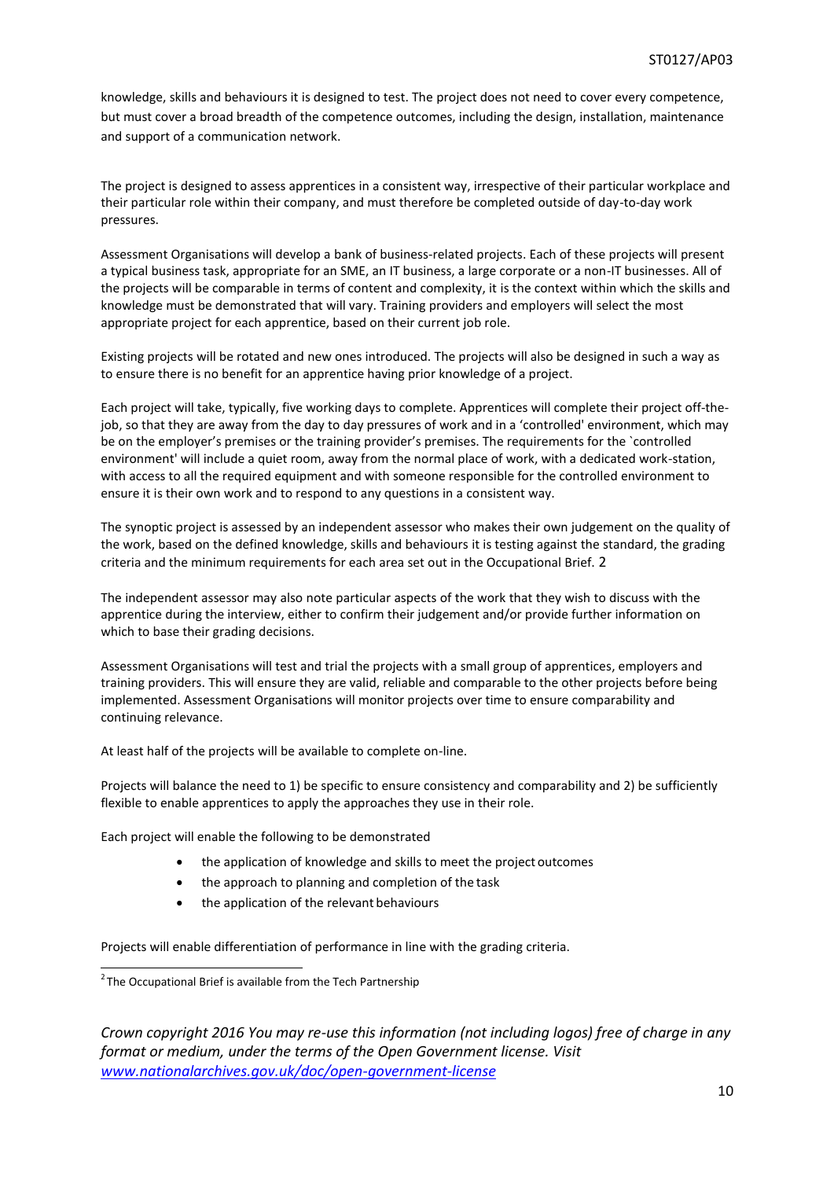knowledge, skills and behaviours it is designed to test. The project does not need to cover every competence, but must cover a broad breadth of the competence outcomes, including the design, installation, maintenance and support of a communication network.

The project is designed to assess apprentices in a consistent way, irrespective of their particular workplace and their particular role within their company, and must therefore be completed outside of day-to-day work pressures.

Assessment Organisations will develop a bank of business-related projects. Each of these projects will present a typical business task, appropriate for an SME, an IT business, a large corporate or a non-IT businesses. All of the projects will be comparable in terms of content and complexity, it is the context within which the skills and knowledge must be demonstrated that will vary. Training providers and employers will select the most appropriate project for each apprentice, based on their current job role.

Existing projects will be rotated and new ones introduced. The projects will also be designed in such a way as to ensure there is no benefit for an apprentice having prior knowledge of a project.

Each project will take, typically, five working days to complete. Apprentices will complete their project off-the-job, so that they are away from the day to day pressures of work and in a 'controlled' environment, which may be on the employer's premises or the training provider's premises. The requirements for the `controlled environment' will include a quiet room, away from the normal place of work, with a dedicated work-station, with access to all the required equipment and with someone responsible for the controlled environment to ensure it is their own work and to respond to any questions in a consistent way.

The synoptic project is assessed by an independent assessor who makes their own judgement on the quality of the work, based on the defined knowledge, skills and behaviours it is testing against the standard, the grading criteria and the minimum requirements for each area set out in the Occupational Brief. [2]

The independent assessor may also note particular aspects of the work that they wish to discuss with the apprentice during the interview, either to confirm their judgement and/or provide further information on which to base their grading decisions.

Assessment Organisations will test and trial the projects with a small group of apprentices, employers and training providers. This will ensure they are valid, reliable and comparable to the other projects before being implemented. Assessment Organisations will monitor projects over time to ensure comparability and continuing relevance.

At least half of the projects will be available to complete on-line.

Projects will balance the need to 1) be specific to ensure consistency and comparability and 2) be sufficiently flexible to enable apprentices to apply the approaches they use in their role.

Each project will enable the following to be demonstrated

- the application of knowledge and skills to meet the project outcomes
- the approach to planning and completion of the task
- the application of the relevant behaviours

Projects will enable differentiation of performance in line with the grading criteria.

[2] The Occupational Brief is available from the Tech Partnership

*Crown copyright 2016 You may re-use this information (not including logos) free of charge in any format or medium, under the terms of the Open Government license. Visit [www.nationalarchives.gov.uk/doc/open-government-license](www.nationalarchives.gov.uk/doc/open-government-license)*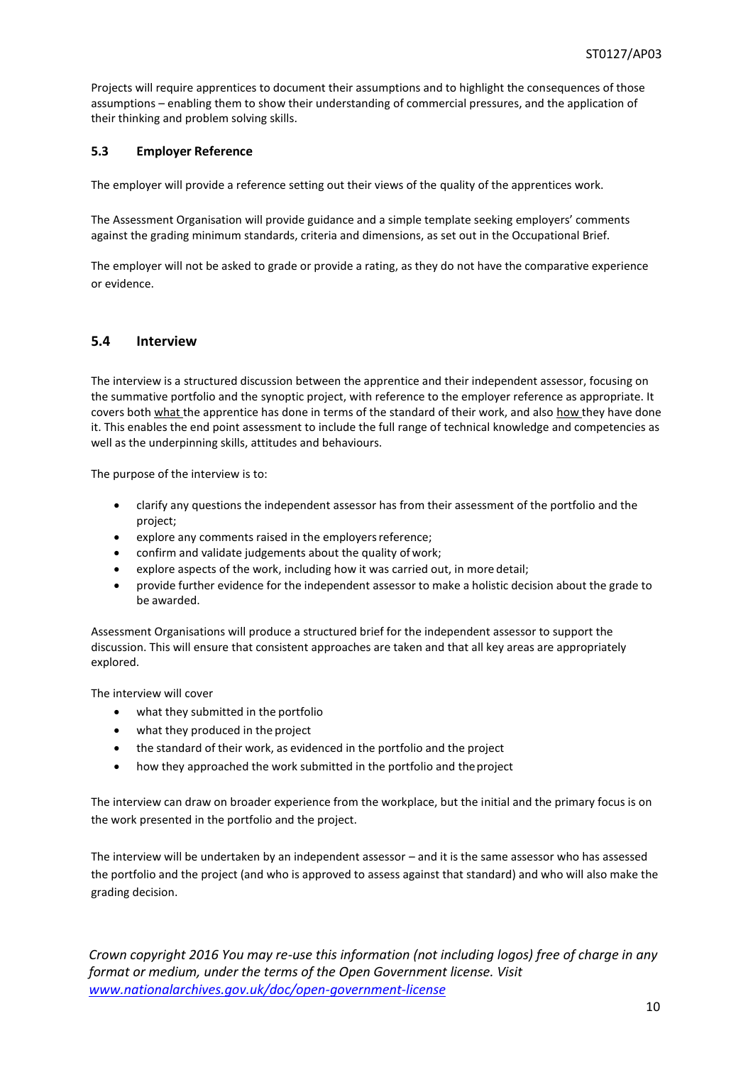Projects will require apprentices to document their assumptions and to highlight the consequences of those assumptions – enabling them to show their understanding of commercial pressures, and the application of their thinking and problem solving skills.

### 5.3 Employer Reference

The employer will provide a reference setting out their views of the quality of the apprentices work.

The Assessment Organisation will provide guidance and a simple template seeking employers' comments against the grading minimum standards, criteria and dimensions, as set out in the Occupational Brief.

The employer will not be asked to grade or provide a rating, as they do not have the comparative experience or evidence.

### 5.4 Interview

The interview is a structured discussion between the apprentice and their independent assessor, focusing on the summative portfolio and the synoptic project, with reference to the employer reference as appropriate. It covers both what the apprentice has done in terms of the standard of their work, and also how they have done it. This enables the end point assessment to include the full range of technical knowledge and competencies as well as the underpinning skills, attitudes and behaviours.

The purpose of the interview is to:

- clarify any questions the independent assessor has from their assessment of the portfolio and the project;
- explore any comments raised in the employers reference;
- confirm and validate judgements about the quality of work;
- explore aspects of the work, including how it was carried out, in more detail;
- provide further evidence for the independent assessor to make a holistic decision about the grade to be awarded.

Assessment Organisations will produce a structured brief for the independent assessor to support the discussion. This will ensure that consistent approaches are taken and that all key areas are appropriately explored.

The interview will cover

- what they submitted in the portfolio
- what they produced in the project
- the standard of their work, as evidenced in the portfolio and the project
- how they approached the work submitted in the portfolio and the project

The interview can draw on broader experience from the workplace, but the initial and the primary focus is on the work presented in the portfolio and the project.

The interview will be undertaken by an independent assessor – and it is the same assessor who has assessed the portfolio and the project (and who is approved to assess against that standard) and who will also make the grading decision.

*Crown copyright 2016 You may re-use this information (not including logos) free of charge in any format or medium, under the terms of the Open Government license. Visit [www.nationalarchives.gov.uk/doc/open-government-license](www.nationalarchives.gov.uk/doc/open-government-license)*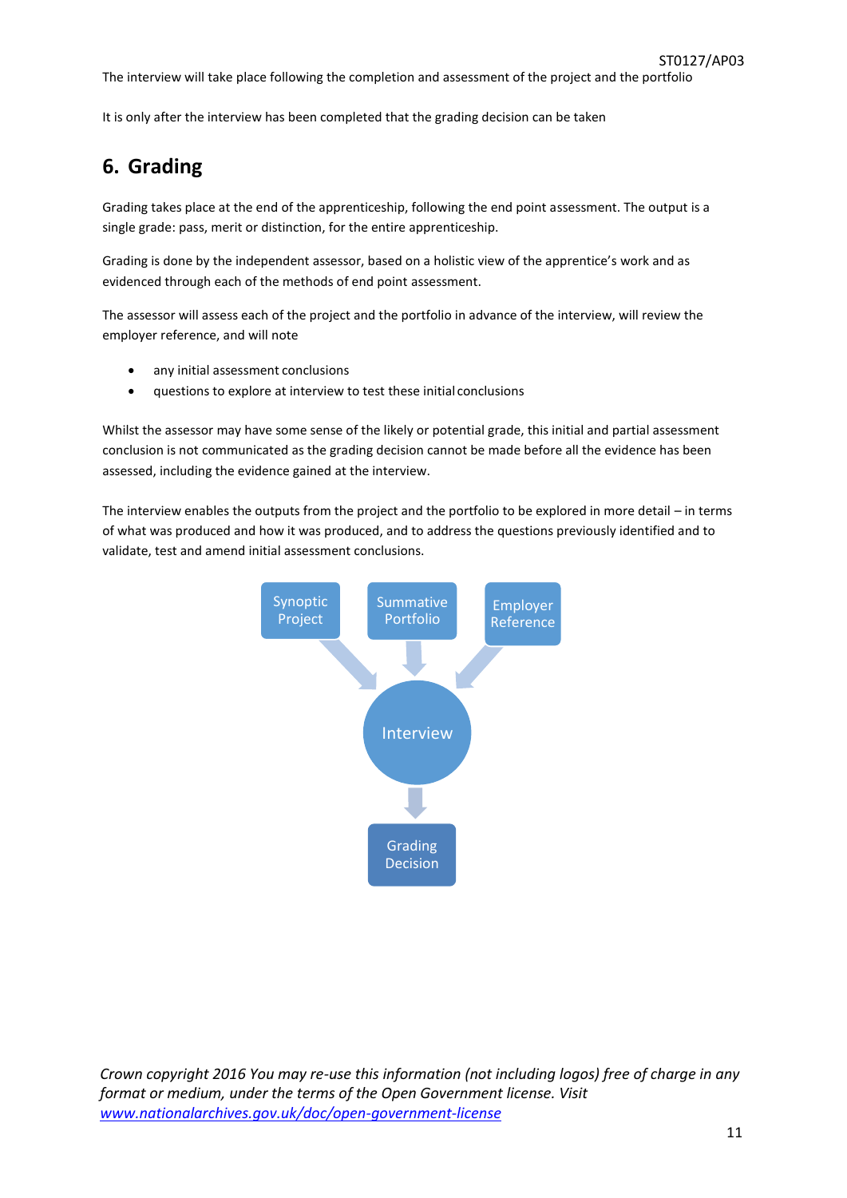The interview will take place following the completion and assessment of the project and the portfolio

It is only after the interview has been completed that the grading decision can be taken

## 6. Grading

Grading takes place at the end of the apprenticeship, following the end point assessment. The output is a single grade: pass, merit or distinction, for the entire apprenticeship.

Grading is done by the independent assessor, based on a holistic view of the apprentice's work and as evidenced through each of the methods of end point assessment.

The assessor will assess each of the project and the portfolio in advance of the interview, will review the employer reference, and will note

- any initial assessment conclusions
- questions to explore at interview to test these initial conclusions

Whilst the assessor may have some sense of the likely or potential grade, this initial and partial assessment conclusion is not communicated as the grading decision cannot be made before all the evidence has been assessed, including the evidence gained at the interview.

The interview enables the outputs from the project and the portfolio to be explored in more detail – in terms of what was produced and how it was produced, and to address the questions previously identified and to validate, test and amend initial assessment conclusions.

Synoptic Project → Interview
Summative Portfolio → Interview
Employer Reference → Interview
Interview → Grading Decision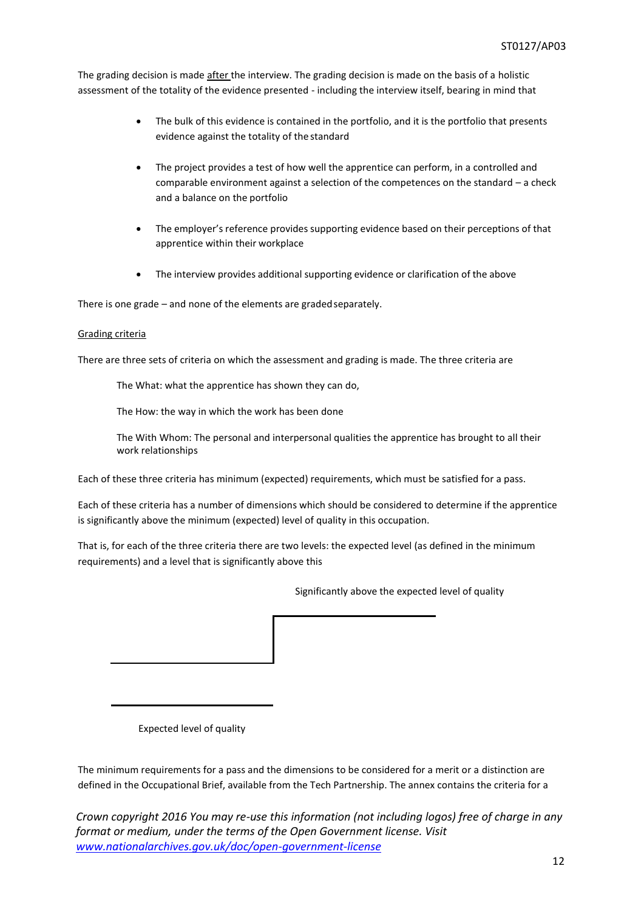The grading decision is made <u>after</u> the interview. The grading decision is made on the basis of a holistic assessment of the totality of the evidence presented - including the interview itself, bearing in mind that

- The bulk of this evidence is contained in the portfolio, and it is the portfolio that presents evidence against the totality of the standard
- The project provides a test of how well the apprentice can perform, in a controlled and comparable environment against a selection of the competences on the standard – a check and a balance on the portfolio
- The employer's reference provides supporting evidence based on their perceptions of that apprentice within their workplace
- The interview provides additional supporting evidence or clarification of the above

There is one grade – and none of the elements are graded separately.

<u>Grading criteria</u>

There are three sets of criteria on which the assessment and grading is made. The three criteria are

The What: what the apprentice has shown they can do,

The How: the way in which the work has been done

The With Whom: The personal and interpersonal qualities the apprentice has brought to all their work relationships

Each of these three criteria has minimum (expected) requirements, which must be satisfied for a pass.

Each of these criteria has a number of dimensions which should be considered to determine if the apprentice is significantly above the minimum (expected) level of quality in this occupation.

That is, for each of the three criteria there are two levels: the expected level (as defined in the minimum requirements) and a level that is significantly above this

Significantly above the expected level of quality

Expected level of quality

The minimum requirements for a pass and the dimensions to be considered for a merit or a distinction are defined in the Occupational Brief, available from the Tech Partnership. The annex contains the criteria for a

*Crown copyright 2016 You may re-use this information (not including logos) free of charge in any format or medium, under the terms of the Open Government license. Visit [www.nationalarchives.gov.uk/doc/open-government-license](http://www.nationalarchives.gov.uk/doc/open-government-license)*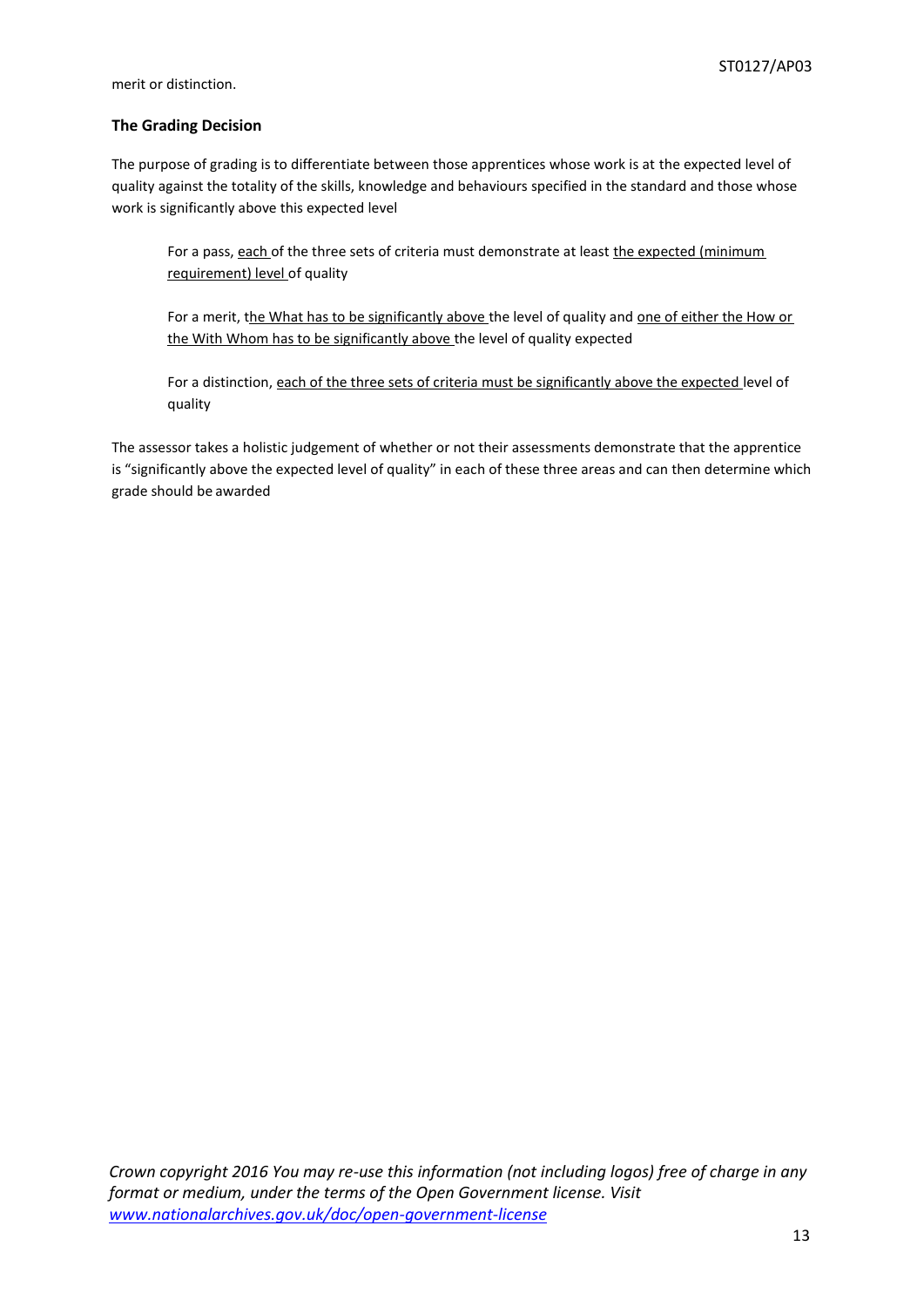merit or distinction.

**The Grading Decision**

The purpose of grading is to differentiate between those apprentices whose work is at the expected level of quality against the totality of the skills, knowledge and behaviours specified in the standard and those whose work is significantly above this expected level

> For a pass, <u>each</u> of the three sets of criteria must demonstrate at least <u>the expected (minimum requirement) level</u> of quality
>
> For a merit, t<u>he What has to be significantly above</u> the level of quality and <u>one of either the How or the With Whom has to be significantly above</u> the level of quality expected
>
> For a distinction, <u>each of the three sets of criteria must be significantly above the expected</u> level of quality

The assessor takes a holistic judgement of whether or not their assessments demonstrate that the apprentice is "significantly above the expected level of quality" in each of these three areas and can then determine which grade should be awarded

*Crown copyright 2016 You may re-use this information (not including logos) free of charge in any format or medium, under the terms of the Open Government license. Visit [www.nationalarchives.gov.uk/doc/open-government-license](www.nationalarchives.gov.uk/doc/open-government-license)*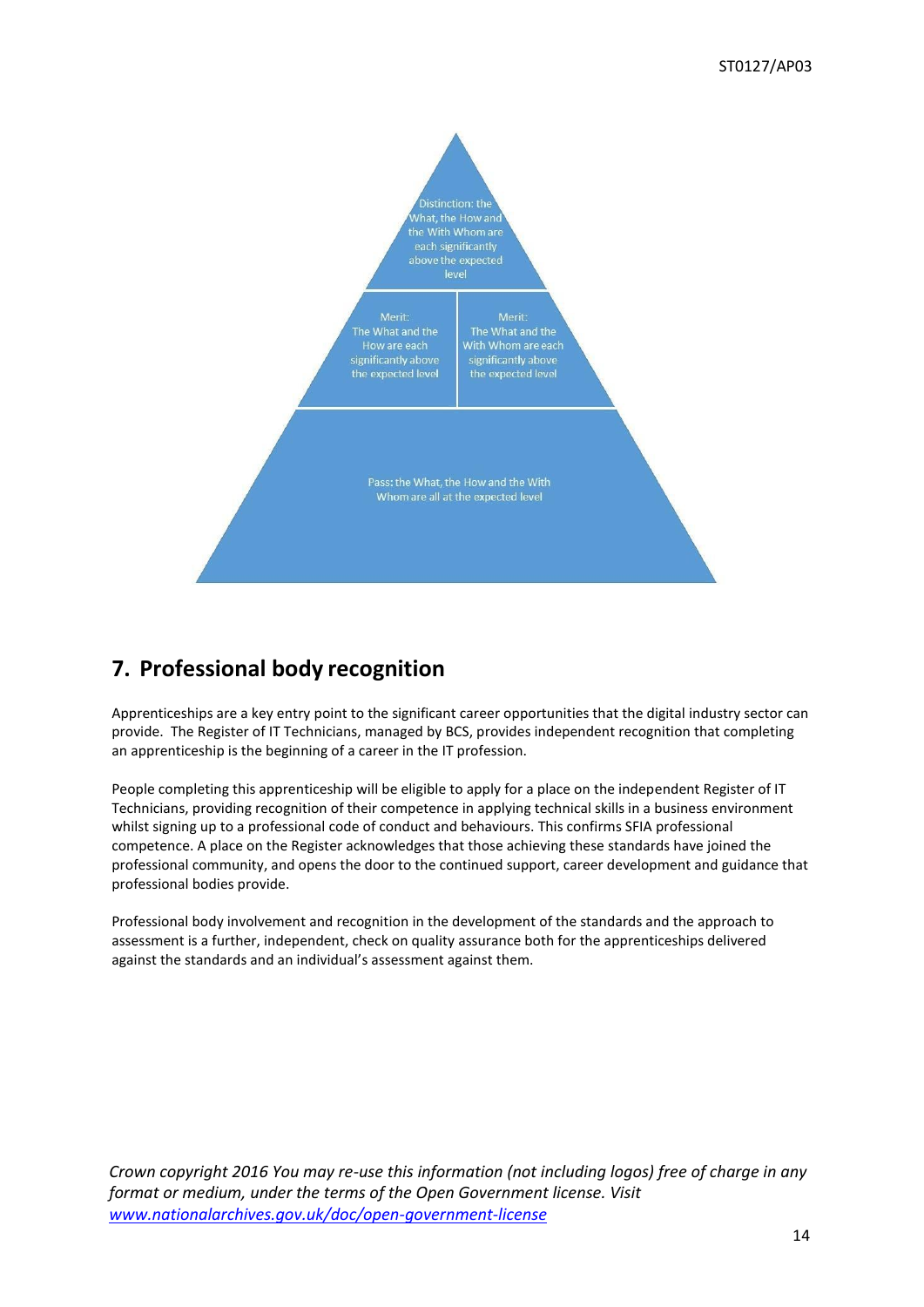Distinction: the What, the How and the With Whom are each significantly above the expected level

Merit: The What and the How are each significantly above the expected level

Merit: The What and the With Whom are each significantly above the expected level

Pass: the What, the How and the With Whom are all at the expected level

## 7. Professional body recognition

Apprenticeships are a key entry point to the significant career opportunities that the digital industry sector can provide. The Register of IT Technicians, managed by BCS, provides independent recognition that completing an apprenticeship is the beginning of a career in the IT profession.

People completing this apprenticeship will be eligible to apply for a place on the independent Register of IT Technicians, providing recognition of their competence in applying technical skills in a business environment whilst signing up to a professional code of conduct and behaviours. This confirms SFIA professional competence. A place on the Register acknowledges that those achieving these standards have joined the professional community, and opens the door to the continued support, career development and guidance that professional bodies provide.

Professional body involvement and recognition in the development of the standards and the approach to assessment is a further, independent, check on quality assurance both for the apprenticeships delivered against the standards and an individual's assessment against them.

*Crown copyright 2016 You may re-use this information (not including logos) free of charge in any format or medium, under the terms of the Open Government license. Visit [www.nationalarchives.gov.uk/doc/open-government-license](www.nationalarchives.gov.uk/doc/open-government-license)*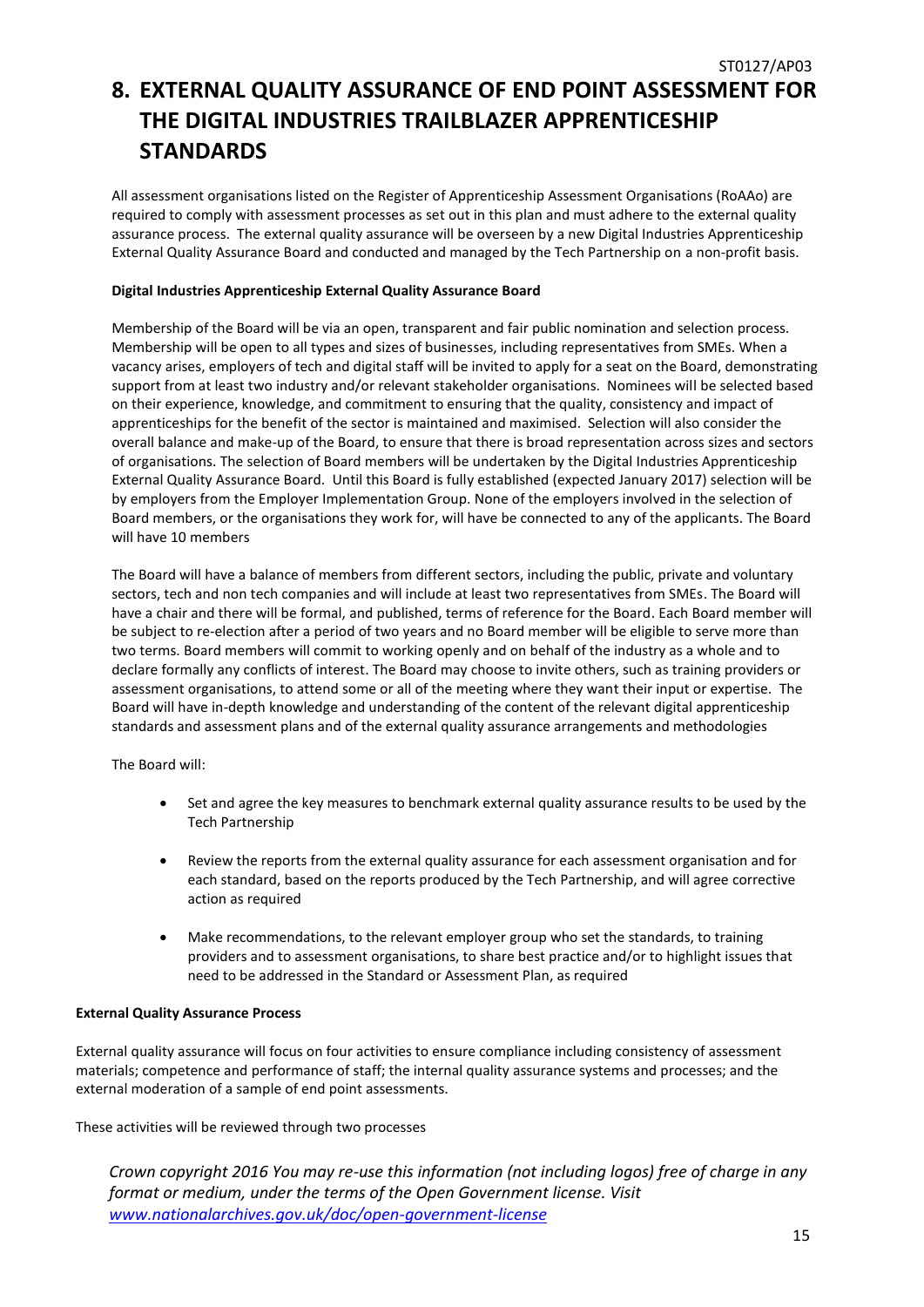# 8. EXTERNAL QUALITY ASSURANCE OF END POINT ASSESSMENT FOR THE DIGITAL INDUSTRIES TRAILBLAZER APPRENTICESHIP STANDARDS

All assessment organisations listed on the Register of Apprenticeship Assessment Organisations (RoAAo) are required to comply with assessment processes as set out in this plan and must adhere to the external quality assurance process. The external quality assurance will be overseen by a new Digital Industries Apprenticeship External Quality Assurance Board and conducted and managed by the Tech Partnership on a non-profit basis.

**Digital Industries Apprenticeship External Quality Assurance Board**

Membership of the Board will be via an open, transparent and fair public nomination and selection process. Membership will be open to all types and sizes of businesses, including representatives from SMEs. When a vacancy arises, employers of tech and digital staff will be invited to apply for a seat on the Board, demonstrating support from at least two industry and/or relevant stakeholder organisations. Nominees will be selected based on their experience, knowledge, and commitment to ensuring that the quality, consistency and impact of apprenticeships for the benefit of the sector is maintained and maximised. Selection will also consider the overall balance and make-up of the Board, to ensure that there is broad representation across sizes and sectors of organisations. The selection of Board members will be undertaken by the Digital Industries Apprenticeship External Quality Assurance Board. Until this Board is fully established (expected January 2017) selection will be by employers from the Employer Implementation Group. None of the employers involved in the selection of Board members, or the organisations they work for, will have be connected to any of the applicants. The Board will have 10 members

The Board will have a balance of members from different sectors, including the public, private and voluntary sectors, tech and non tech companies and will include at least two representatives from SMEs. The Board will have a chair and there will be formal, and published, terms of reference for the Board. Each Board member will be subject to re-election after a period of two years and no Board member will be eligible to serve more than two terms. Board members will commit to working openly and on behalf of the industry as a whole and to declare formally any conflicts of interest. The Board may choose to invite others, such as training providers or assessment organisations, to attend some or all of the meeting where they want their input or expertise. The Board will have in-depth knowledge and understanding of the content of the relevant digital apprenticeship standards and assessment plans and of the external quality assurance arrangements and methodologies

The Board will:

- Set and agree the key measures to benchmark external quality assurance results to be used by the Tech Partnership
- Review the reports from the external quality assurance for each assessment organisation and for each standard, based on the reports produced by the Tech Partnership, and will agree corrective action as required
- Make recommendations, to the relevant employer group who set the standards, to training providers and to assessment organisations, to share best practice and/or to highlight issues that need to be addressed in the Standard or Assessment Plan, as required

**External Quality Assurance Process**

External quality assurance will focus on four activities to ensure compliance including consistency of assessment materials; competence and performance of staff; the internal quality assurance systems and processes; and the external moderation of a sample of end point assessments.

These activities will be reviewed through two processes

*Crown copyright 2016 You may re-use this information (not including logos) free of charge in any format or medium, under the terms of the Open Government license. Visit [www.nationalarchives.gov.uk/doc/open-government-license](www.nationalarchives.gov.uk/doc/open-government-license)*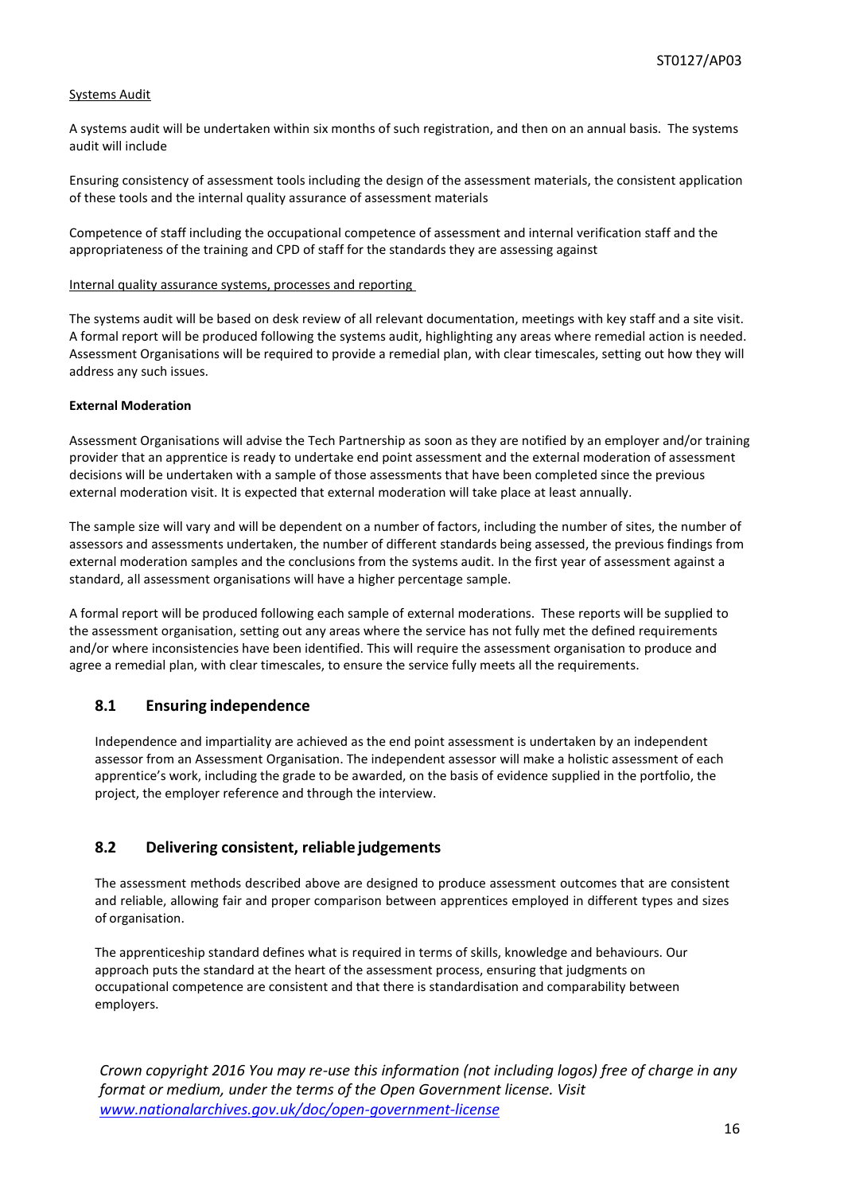Systems Audit

A systems audit will be undertaken within six months of such registration, and then on an annual basis. The systems audit will include

Ensuring consistency of assessment tools including the design of the assessment materials, the consistent application of these tools and the internal quality assurance of assessment materials

Competence of staff including the occupational competence of assessment and internal verification staff and the appropriateness of the training and CPD of staff for the standards they are assessing against

Internal quality assurance systems, processes and reporting

The systems audit will be based on desk review of all relevant documentation, meetings with key staff and a site visit. A formal report will be produced following the systems audit, highlighting any areas where remedial action is needed. Assessment Organisations will be required to provide a remedial plan, with clear timescales, setting out how they will address any such issues.

**External Moderation**

Assessment Organisations will advise the Tech Partnership as soon as they are notified by an employer and/or training provider that an apprentice is ready to undertake end point assessment and the external moderation of assessment decisions will be undertaken with a sample of those assessments that have been completed since the previous external moderation visit. It is expected that external moderation will take place at least annually.

The sample size will vary and will be dependent on a number of factors, including the number of sites, the number of assessors and assessments undertaken, the number of different standards being assessed, the previous findings from external moderation samples and the conclusions from the systems audit. In the first year of assessment against a standard, all assessment organisations will have a higher percentage sample.

A formal report will be produced following each sample of external moderations. These reports will be supplied to the assessment organisation, setting out any areas where the service has not fully met the defined requirements and/or where inconsistencies have been identified. This will require the assessment organisation to produce and agree a remedial plan, with clear timescales, to ensure the service fully meets all the requirements.

## 8.1 Ensuring independence

Independence and impartiality are achieved as the end point assessment is undertaken by an independent assessor from an Assessment Organisation. The independent assessor will make a holistic assessment of each apprentice's work, including the grade to be awarded, on the basis of evidence supplied in the portfolio, the project, the employer reference and through the interview.

## 8.2 Delivering consistent, reliable judgements

The assessment methods described above are designed to produce assessment outcomes that are consistent and reliable, allowing fair and proper comparison between apprentices employed in different types and sizes of organisation.

The apprenticeship standard defines what is required in terms of skills, knowledge and behaviours. Our approach puts the standard at the heart of the assessment process, ensuring that judgments on occupational competence are consistent and that there is standardisation and comparability between employers.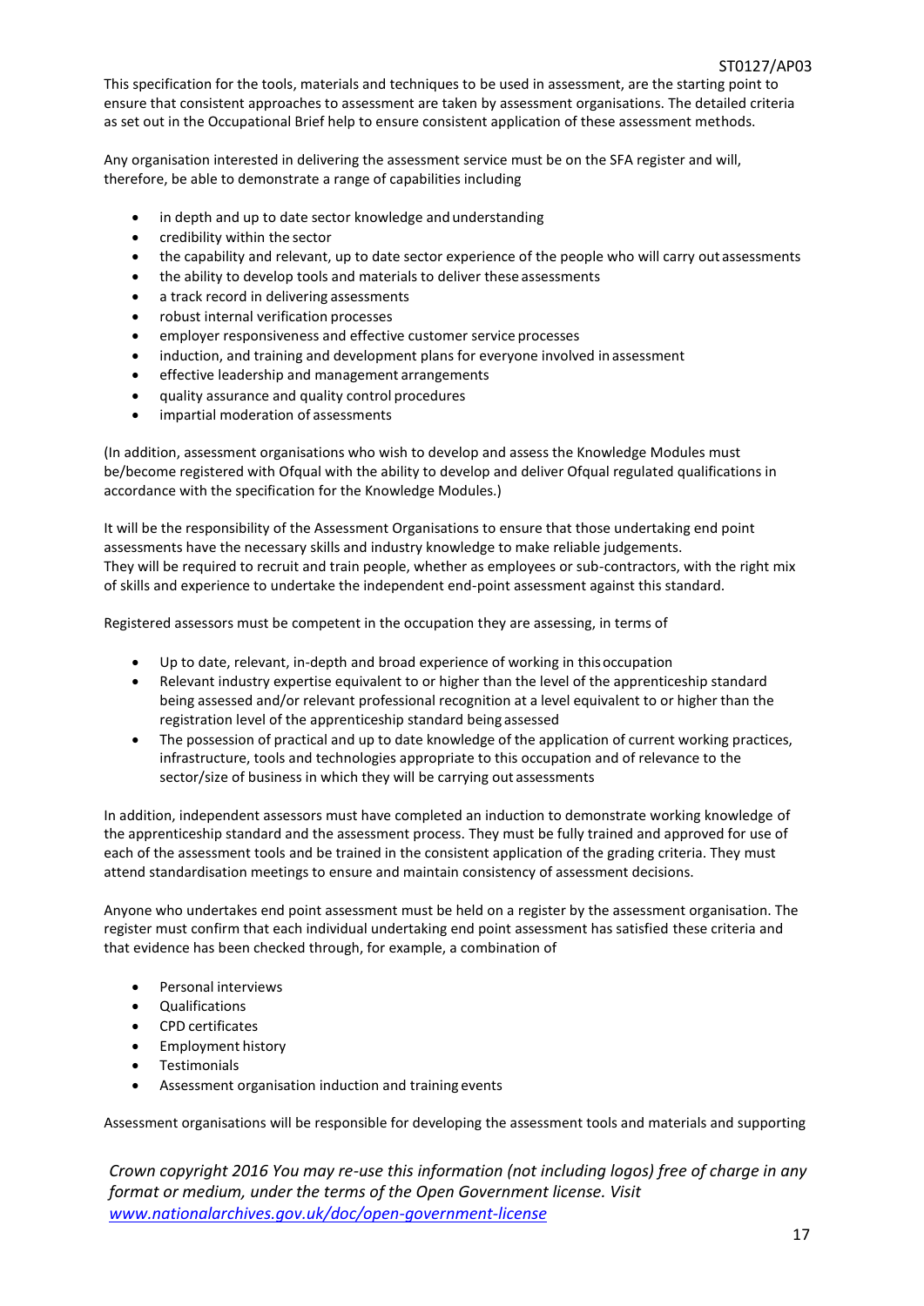This specification for the tools, materials and techniques to be used in assessment, are the starting point to ensure that consistent approaches to assessment are taken by assessment organisations. The detailed criteria as set out in the Occupational Brief help to ensure consistent application of these assessment methods.

Any organisation interested in delivering the assessment service must be on the SFA register and will, therefore, be able to demonstrate a range of capabilities including

- in depth and up to date sector knowledge and understanding
- credibility within the sector
- the capability and relevant, up to date sector experience of the people who will carry out assessments
- the ability to develop tools and materials to deliver these assessments
- a track record in delivering assessments
- robust internal verification processes
- employer responsiveness and effective customer service processes
- induction, and training and development plans for everyone involved in assessment
- effective leadership and management arrangements
- quality assurance and quality control procedures
- impartial moderation of assessments

(In addition, assessment organisations who wish to develop and assess the Knowledge Modules must be/become registered with Ofqual with the ability to develop and deliver Ofqual regulated qualifications in accordance with the specification for the Knowledge Modules.)

It will be the responsibility of the Assessment Organisations to ensure that those undertaking end point assessments have the necessary skills and industry knowledge to make reliable judgements. They will be required to recruit and train people, whether as employees or sub-contractors, with the right mix of skills and experience to undertake the independent end-point assessment against this standard.

Registered assessors must be competent in the occupation they are assessing, in terms of

- Up to date, relevant, in-depth and broad experience of working in this occupation
- Relevant industry expertise equivalent to or higher than the level of the apprenticeship standard being assessed and/or relevant professional recognition at a level equivalent to or higher than the registration level of the apprenticeship standard being assessed
- The possession of practical and up to date knowledge of the application of current working practices, infrastructure, tools and technologies appropriate to this occupation and of relevance to the sector/size of business in which they will be carrying out assessments

In addition, independent assessors must have completed an induction to demonstrate working knowledge of the apprenticeship standard and the assessment process. They must be fully trained and approved for use of each of the assessment tools and be trained in the consistent application of the grading criteria. They must attend standardisation meetings to ensure and maintain consistency of assessment decisions.

Anyone who undertakes end point assessment must be held on a register by the assessment organisation. The register must confirm that each individual undertaking end point assessment has satisfied these criteria and that evidence has been checked through, for example, a combination of

- Personal interviews
- Qualifications
- CPD certificates
- Employment history
- Testimonials
- Assessment organisation induction and training events

Assessment organisations will be responsible for developing the assessment tools and materials and supporting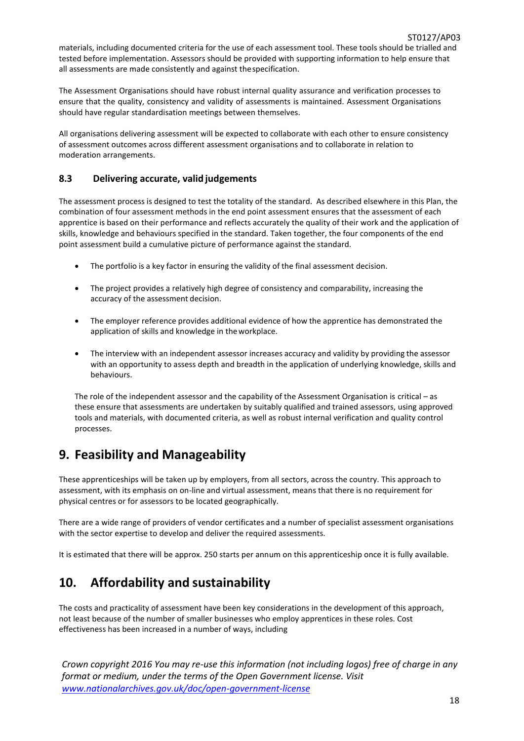materials, including documented criteria for the use of each assessment tool. These tools should be trialled and tested before implementation. Assessors should be provided with supporting information to help ensure that all assessments are made consistently and against the specification.

The Assessment Organisations should have robust internal quality assurance and verification processes to ensure that the quality, consistency and validity of assessments is maintained. Assessment Organisations should have regular standardisation meetings between themselves.

All organisations delivering assessment will be expected to collaborate with each other to ensure consistency of assessment outcomes across different assessment organisations and to collaborate in relation to moderation arrangements.

### 8.3 Delivering accurate, valid judgements

The assessment process is designed to test the totality of the standard. As described elsewhere in this Plan, the combination of four assessment methods in the end point assessment ensures that the assessment of each apprentice is based on their performance and reflects accurately the quality of their work and the application of skills, knowledge and behaviours specified in the standard. Taken together, the four components of the end point assessment build a cumulative picture of performance against the standard.

- The portfolio is a key factor in ensuring the validity of the final assessment decision.
- The project provides a relatively high degree of consistency and comparability, increasing the accuracy of the assessment decision.
- The employer reference provides additional evidence of how the apprentice has demonstrated the application of skills and knowledge in the workplace.
- The interview with an independent assessor increases accuracy and validity by providing the assessor with an opportunity to assess depth and breadth in the application of underlying knowledge, skills and behaviours.

The role of the independent assessor and the capability of the Assessment Organisation is critical – as these ensure that assessments are undertaken by suitably qualified and trained assessors, using approved tools and materials, with documented criteria, as well as robust internal verification and quality control processes.

## 9. Feasibility and Manageability

These apprenticeships will be taken up by employers, from all sectors, across the country. This approach to assessment, with its emphasis on on-line and virtual assessment, means that there is no requirement for physical centres or for assessors to be located geographically.

There are a wide range of providers of vendor certificates and a number of specialist assessment organisations with the sector expertise to develop and deliver the required assessments.

It is estimated that there will be approx. 250 starts per annum on this apprenticeship once it is fully available.

## 10. Affordability and sustainability

The costs and practicality of assessment have been key considerations in the development of this approach, not least because of the number of smaller businesses who employ apprentices in these roles. Cost effectiveness has been increased in a number of ways, including

*Crown copyright 2016 You may re-use this information (not including logos) free of charge in any format or medium, under the terms of the Open Government license. Visit [www.nationalarchives.gov.uk/doc/open-government-license](www.nationalarchives.gov.uk/doc/open-government-license)*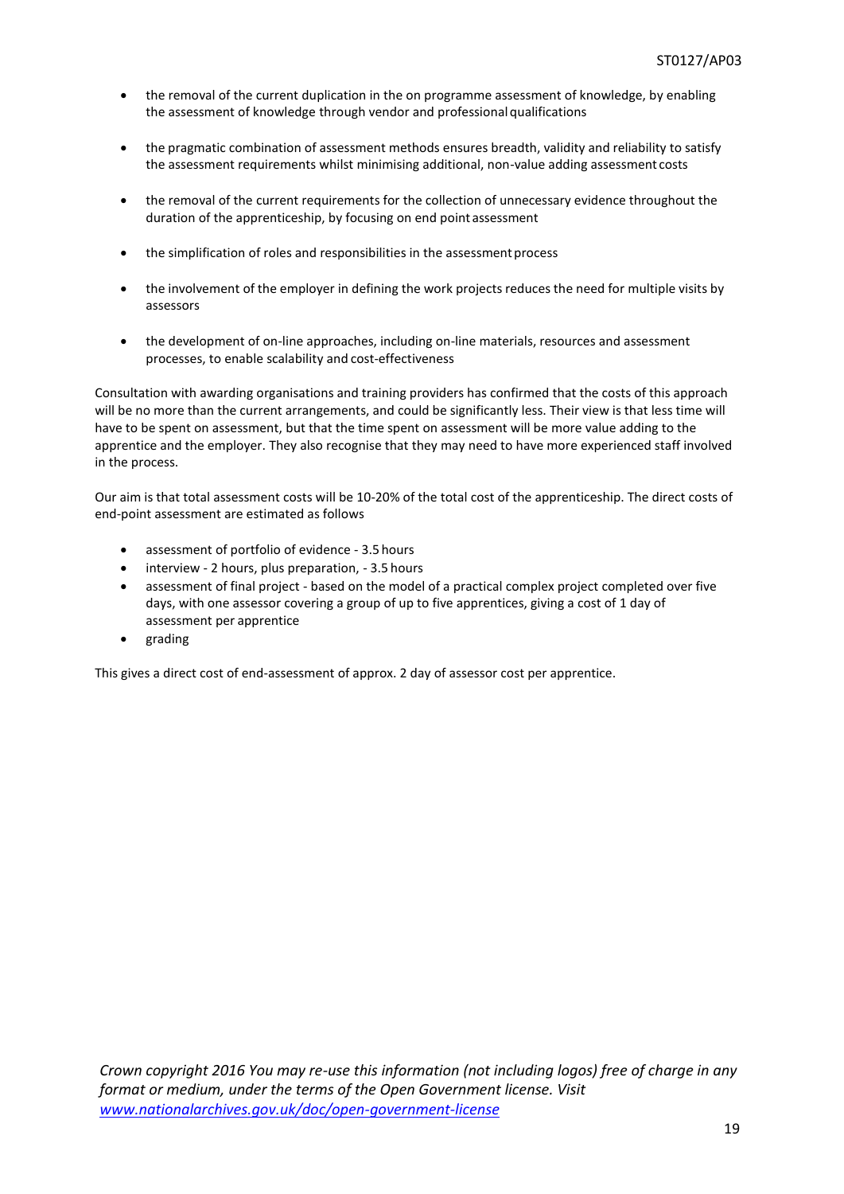- the removal of the current duplication in the on programme assessment of knowledge, by enabling the assessment of knowledge through vendor and professional qualifications

- the pragmatic combination of assessment methods ensures breadth, validity and reliability to satisfy the assessment requirements whilst minimising additional, non-value adding assessment costs

- the removal of the current requirements for the collection of unnecessary evidence throughout the duration of the apprenticeship, by focusing on end point assessment

- the simplification of roles and responsibilities in the assessment process

- the involvement of the employer in defining the work projects reduces the need for multiple visits by assessors

- the development of on-line approaches, including on-line materials, resources and assessment processes, to enable scalability and cost-effectiveness

Consultation with awarding organisations and training providers has confirmed that the costs of this approach will be no more than the current arrangements, and could be significantly less. Their view is that less time will have to be spent on assessment, but that the time spent on assessment will be more value adding to the apprentice and the employer. They also recognise that they may need to have more experienced staff involved in the process.

Our aim is that total assessment costs will be 10-20% of the total cost of the apprenticeship. The direct costs of end-point assessment are estimated as follows

- assessment of portfolio of evidence - 3.5 hours
- interview - 2 hours, plus preparation, - 3.5 hours
- assessment of final project - based on the model of a practical complex project completed over five days, with one assessor covering a group of up to five apprentices, giving a cost of 1 day of assessment per apprentice
- grading

This gives a direct cost of end-assessment of approx. 2 day of assessor cost per apprentice.

*Crown copyright 2016 You may re-use this information (not including logos) free of charge in any format or medium, under the terms of the Open Government license. Visit [www.nationalarchives.gov.uk/doc/open-government-license](www.nationalarchives.gov.uk/doc/open-government-license)*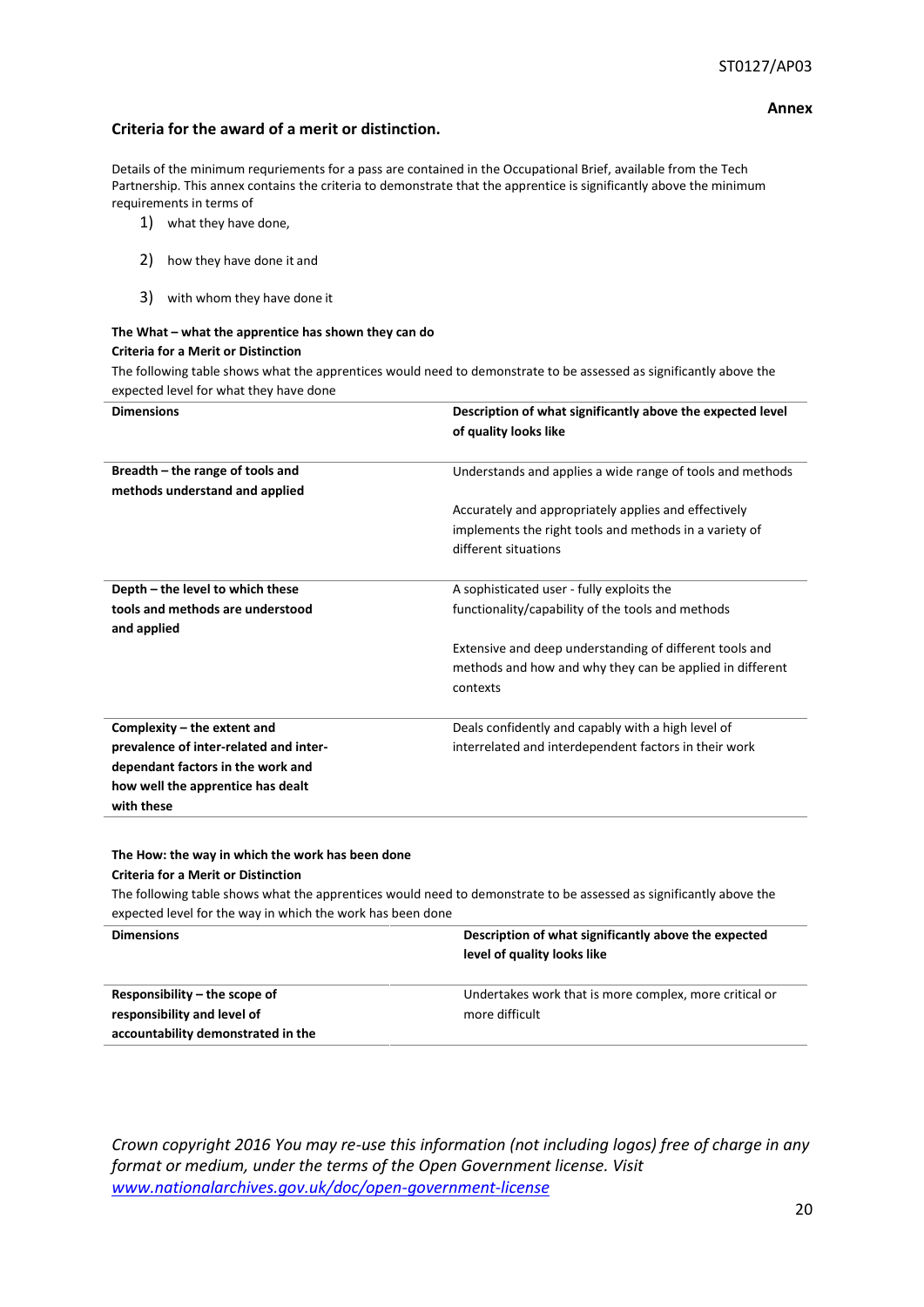**Annex**

## Criteria for the award of a merit or distinction.

Details of the minimum requrieménts for a pass are contained in the Occupational Brief, available from the Tech Partnership. This annex contains the criteria to demonstrate that the apprentice is significantly above the minimum requirements in terms of

1) what they have done,
2) how they have done it and
3) with whom they have done it

**The What – what the apprentice has shown they can do**

**Criteria for a Merit or Distinction**

The following table shows what the apprentices would need to demonstrate to be assessed as significantly above the expected level for what they have done

| Dimensions | Description of what significantly above the expected level of quality looks like |
|---|---|
| **Breadth – the range of tools and methods understand and applied** | Understands and applies a wide range of tools and methods<br><br>Accurately and appropriately applies and effectively implements the right tools and methods in a variety of different situations |
| **Depth – the level to which these tools and methods are understood and applied** | A sophisticated user - fully exploits the functionality/capability of the tools and methods<br><br>Extensive and deep understanding of different tools and methods and how and why they can be applied in different contexts |
| **Complexity – the extent and prevalence of inter-related and inter-dependant factors in the work and how well the apprentice has dealt with these** | Deals confidently and capably with a high level of interrelated and interdependent factors in their work |

**The How: the way in which the work has been done**

**Criteria for a Merit or Distinction**

The following table shows what the apprentices would need to demonstrate to be assessed as significantly above the expected level for the way in which the work has been done

| Dimensions | Description of what significantly above the expected level of quality looks like |
|---|---|
| **Responsibility – the scope of responsibility and level of accountability demonstrated in the** | Undertakes work that is more complex, more critical or more difficult |

*Crown copyright 2016 You may re-use this information (not including logos) free of charge in any format or medium, under the terms of the Open Government license. Visit [www.nationalarchives.gov.uk/doc/open-government-license](www.nationalarchives.gov.uk/doc/open-government-license)*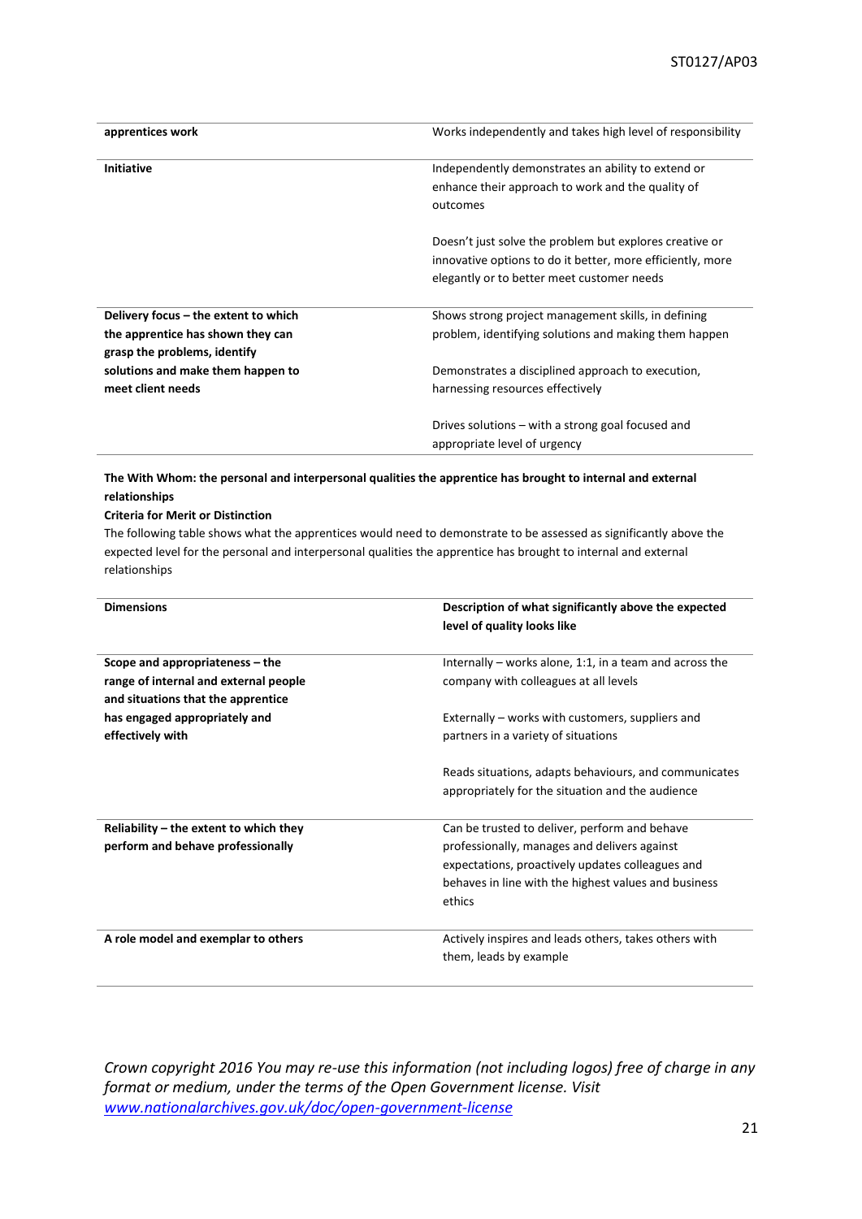| | |
|---|---|
| **apprentices work** | Works independently and takes high level of responsibility |
| **Initiative** | Independently demonstrates an ability to extend or enhance their approach to work and the quality of outcomes<br><br>Doesn't just solve the problem but explores creative or innovative options to do it better, more efficiently, more elegantly or to better meet customer needs |
| **Delivery focus – the extent to which the apprentice has shown they can grasp the problems, identify solutions and make them happen to meet client needs** | Shows strong project management skills, in defining problem, identifying solutions and making them happen<br><br>Demonstrates a disciplined approach to execution, harnessing resources effectively<br><br>Drives solutions – with a strong goal focused and appropriate level of urgency |

**The With Whom: the personal and interpersonal qualities the apprentice has brought to internal and external relationships**

**Criteria for Merit or Distinction**

The following table shows what the apprentices would need to demonstrate to be assessed as significantly above the expected level for the personal and interpersonal qualities the apprentice has brought to internal and external relationships

| **Dimensions** | **Description of what significantly above the expected level of quality looks like** |
|---|---|
| **Scope and appropriateness – the range of internal and external people and situations that the apprentice has engaged appropriately and effectively with** | Internally – works alone, 1:1, in a team and across the company with colleagues at all levels<br><br>Externally – works with customers, suppliers and partners in a variety of situations<br><br>Reads situations, adapts behaviours, and communicates appropriately for the situation and the audience |
| **Reliability – the extent to which they perform and behave professionally** | Can be trusted to deliver, perform and behave professionally, manages and delivers against expectations, proactively updates colleagues and behaves in line with the highest values and business ethics |
| **A role model and exemplar to others** | Actively inspires and leads others, takes others with them, leads by example |

*Crown copyright 2016 You may re-use this information (not including logos) free of charge in any format or medium, under the terms of the Open Government license. Visit [www.nationalarchives.gov.uk/doc/open-government-license](www.nationalarchives.gov.uk/doc/open-government-license)*